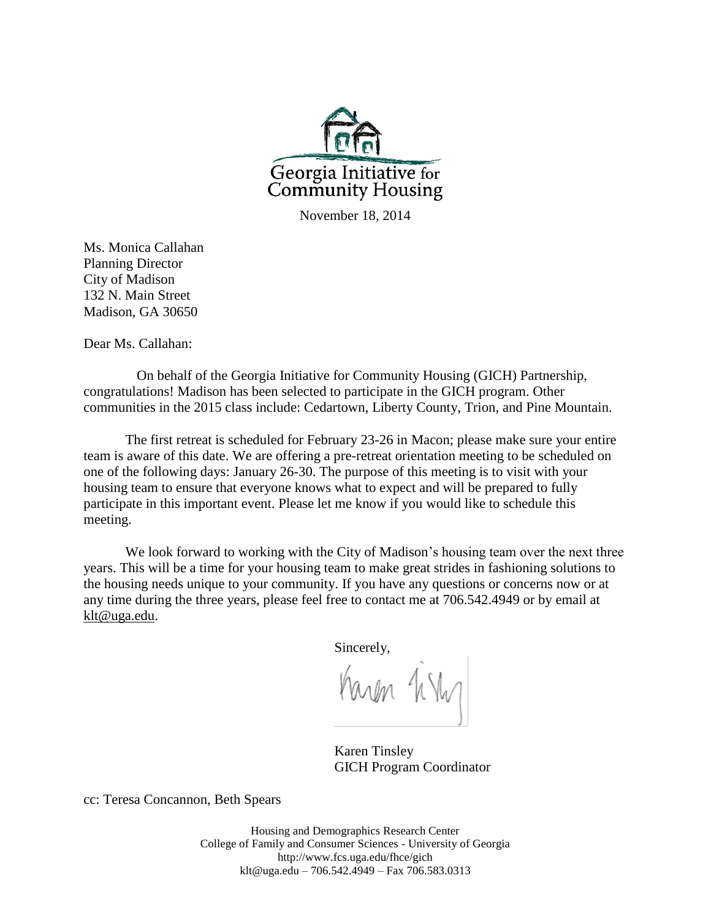Georgia Initiative for Community Housing

November 18, 2014

Ms. Monica Callahan
Planning Director
City of Madison
132 N. Main Street
Madison, GA 30650

Dear Ms. Callahan:

On behalf of the Georgia Initiative for Community Housing (GICH) Partnership, congratulations! Madison has been selected to participate in the GICH program. Other communities in the 2015 class include: Cedartown, Liberty County, Trion, and Pine Mountain.

The first retreat is scheduled for February 23-26 in Macon; please make sure your entire team is aware of this date. We are offering a pre-retreat orientation meeting to be scheduled on one of the following days: January 26-30. The purpose of this meeting is to visit with your housing team to ensure that everyone knows what to expect and will be prepared to fully participate in this important event. Please let me know if you would like to schedule this meeting.

We look forward to working with the City of Madison's housing team over the next three years. This will be a time for your housing team to make great strides in fashioning solutions to the housing needs unique to your community. If you have any questions or concerns now or at any time during the three years, please feel free to contact me at 706.542.4949 or by email at klt@uga.edu.

Sincerely,

Karen Tinsley
GICH Program Coordinator

cc: Teresa Concannon, Beth Spears

Housing and Demographics Research Center
College of Family and Consumer Sciences - University of Georgia
http://www.fcs.uga.edu/fhce/gich
klt@uga.edu – 706.542.4949 – Fax 706.583.0313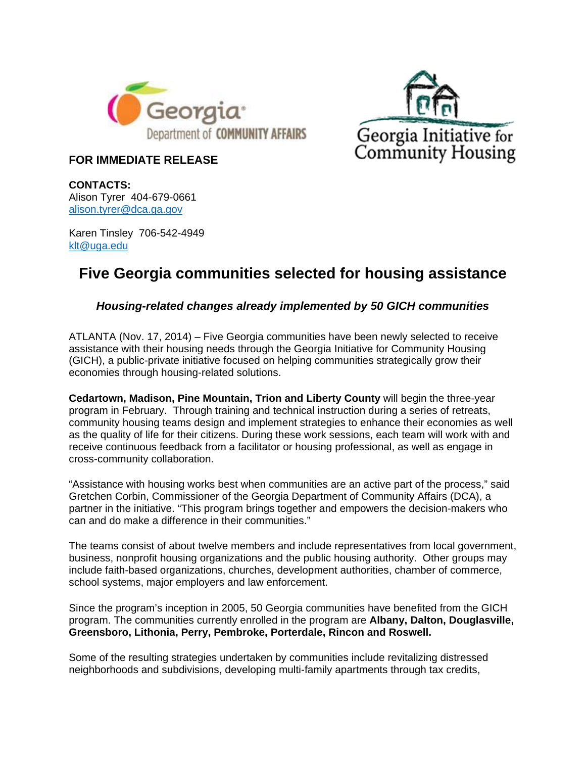**FOR IMMEDIATE RELEASE**

**CONTACTS:**
Alison Tyrer 404-679-0661
alison.tyrer@dca.ga.gov

Karen Tinsley 706-542-4949
klt@uga.edu

# Five Georgia communities selected for housing assistance

### *Housing-related changes already implemented by 50 GICH communities*

ATLANTA (Nov. 17, 2014) – Five Georgia communities have been newly selected to receive assistance with their housing needs through the Georgia Initiative for Community Housing (GICH), a public-private initiative focused on helping communities strategically grow their economies through housing-related solutions.

**Cedartown, Madison, Pine Mountain, Trion and Liberty County** will begin the three-year program in February. Through training and technical instruction during a series of retreats, community housing teams design and implement strategies to enhance their economies as well as the quality of life for their citizens. During these work sessions, each team will work with and receive continuous feedback from a facilitator or housing professional, as well as engage in cross-community collaboration.

"Assistance with housing works best when communities are an active part of the process," said Gretchen Corbin, Commissioner of the Georgia Department of Community Affairs (DCA), a partner in the initiative. "This program brings together and empowers the decision-makers who can and do make a difference in their communities."

The teams consist of about twelve members and include representatives from local government, business, nonprofit housing organizations and the public housing authority. Other groups may include faith-based organizations, churches, development authorities, chamber of commerce, school systems, major employers and law enforcement.

Since the program's inception in 2005, 50 Georgia communities have benefited from the GICH program. The communities currently enrolled in the program are **Albany, Dalton, Douglasville, Greensboro, Lithonia, Perry, Pembroke, Porterdale, Rincon and Roswell.**

Some of the resulting strategies undertaken by communities include revitalizing distressed neighborhoods and subdivisions, developing multi-family apartments through tax credits,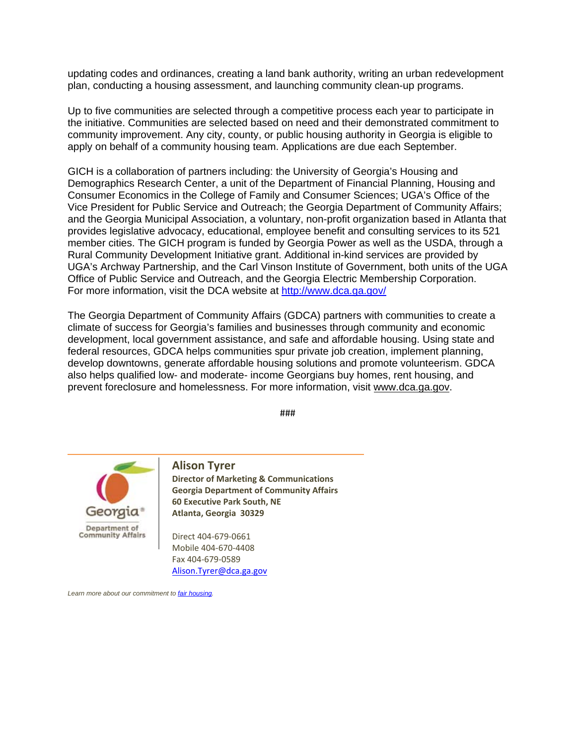updating codes and ordinances, creating a land bank authority, writing an urban redevelopment plan, conducting a housing assessment, and launching community clean-up programs.

Up to five communities are selected through a competitive process each year to participate in the initiative. Communities are selected based on need and their demonstrated commitment to community improvement. Any city, county, or public housing authority in Georgia is eligible to apply on behalf of a community housing team. Applications are due each September.

GICH is a collaboration of partners including: the University of Georgia's Housing and Demographics Research Center, a unit of the Department of Financial Planning, Housing and Consumer Economics in the College of Family and Consumer Sciences; UGA's Office of the Vice President for Public Service and Outreach; the Georgia Department of Community Affairs; and the Georgia Municipal Association, a voluntary, non-profit organization based in Atlanta that provides legislative advocacy, educational, employee benefit and consulting services to its 521 member cities. The GICH program is funded by Georgia Power as well as the USDA, through a Rural Community Development Initiative grant. Additional in-kind services are provided by UGA's Archway Partnership, and the Carl Vinson Institute of Government, both units of the UGA Office of Public Service and Outreach, and the Georgia Electric Membership Corporation. For more information, visit the DCA website at [http://www.dca.ga.gov/](http://www.dca.ga.gov/)

The Georgia Department of Community Affairs (GDCA) partners with communities to create a climate of success for Georgia's families and businesses through community and economic development, local government assistance, and safe and affordable housing. Using state and federal resources, GDCA helps communities spur private job creation, implement planning, develop downtowns, generate affordable housing solutions and promote volunteerism. GDCA also helps qualified low- and moderate- income Georgians buy homes, rent housing, and prevent foreclosure and homelessness. For more information, visit www.dca.ga.gov.

###

Georgia Department of Community Affairs

**Alison Tyrer**
**Director of Marketing & Communications**
**Georgia Department of Community Affairs**
**60 Executive Park South, NE**
**Atlanta, Georgia 30329**

Direct 404-679-0661
Mobile 404-670-4408
Fax 404-679-0589
Alison.Tyrer@dca.ga.gov

*Learn more about our commitment to fair housing.*